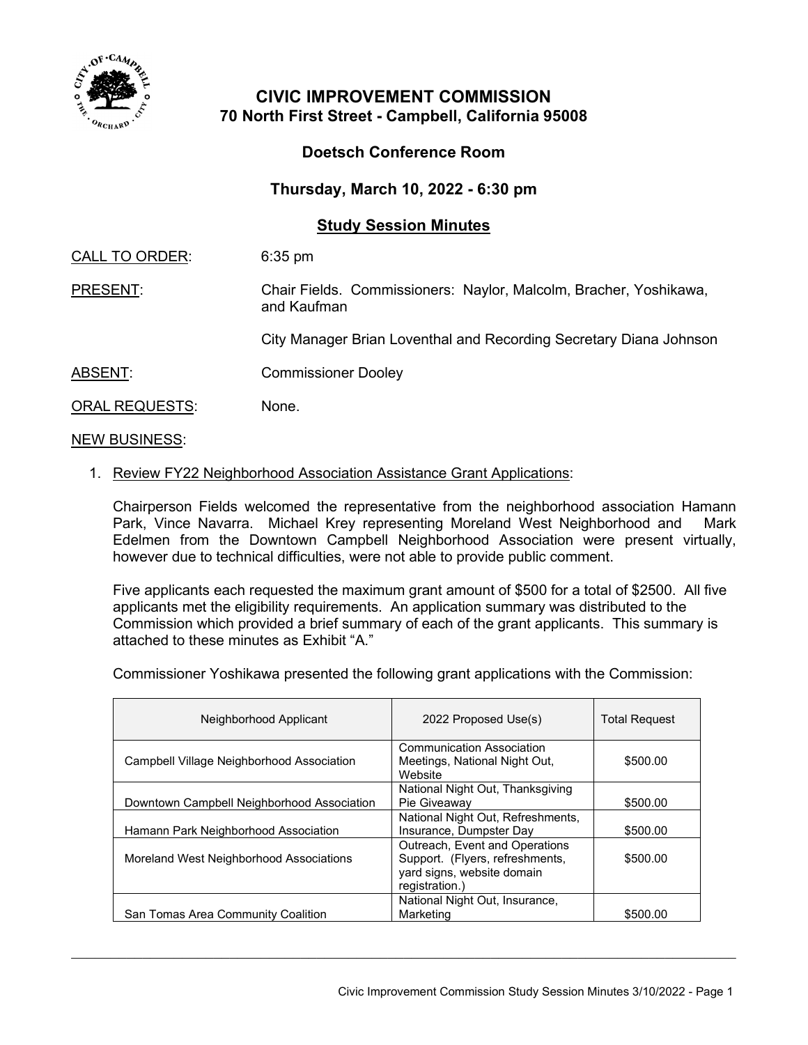# CIVIC IMPROVEMENT COMMISSION
## 70 North First Street - Campbell, California 95008

### Doetsch Conference Room

### Thursday, March 10, 2022 - 6:30 pm

### Study Session Minutes

CALL TO ORDER: 6:35 pm

PRESENT: Chair Fields. Commissioners: Naylor, Malcolm, Bracher, Yoshikawa, and Kaufman

City Manager Brian Loventhal and Recording Secretary Diana Johnson

ABSENT: Commissioner Dooley

ORAL REQUESTS: None.

NEW BUSINESS:

1. Review FY22 Neighborhood Association Assistance Grant Applications:

   Chairperson Fields welcomed the representative from the neighborhood association Hamann Park, Vince Navarra. Michael Krey representing Moreland West Neighborhood and Mark Edelmen from the Downtown Campbell Neighborhood Association were present virtually, however due to technical difficulties, were not able to provide public comment.

   Five applicants each requested the maximum grant amount of $500 for a total of $2500. All five applicants met the eligibility requirements. An application summary was distributed to the Commission which provided a brief summary of each of the grant applicants. This summary is attached to these minutes as Exhibit "A."

   Commissioner Yoshikawa presented the following grant applications with the Commission:

| Neighborhood Applicant | 2022 Proposed Use(s) | Total Request |
|---|---|---|
| Campbell Village Neighborhood Association | Communication Association Meetings, National Night Out, Website | $500.00 |
| Downtown Campbell Neighborhood Association | National Night Out, Thanksgiving Pie Giveaway | $500.00 |
| Hamann Park Neighborhood Association | National Night Out, Refreshments, Insurance, Dumpster Day | $500.00 |
| Moreland West Neighborhood Associations | Outreach, Event and Operations Support. (Flyers, refreshments, yard signs, website domain registration.) | $500.00 |
| San Tomas Area Community Coalition | National Night Out, Insurance, Marketing | $500.00 |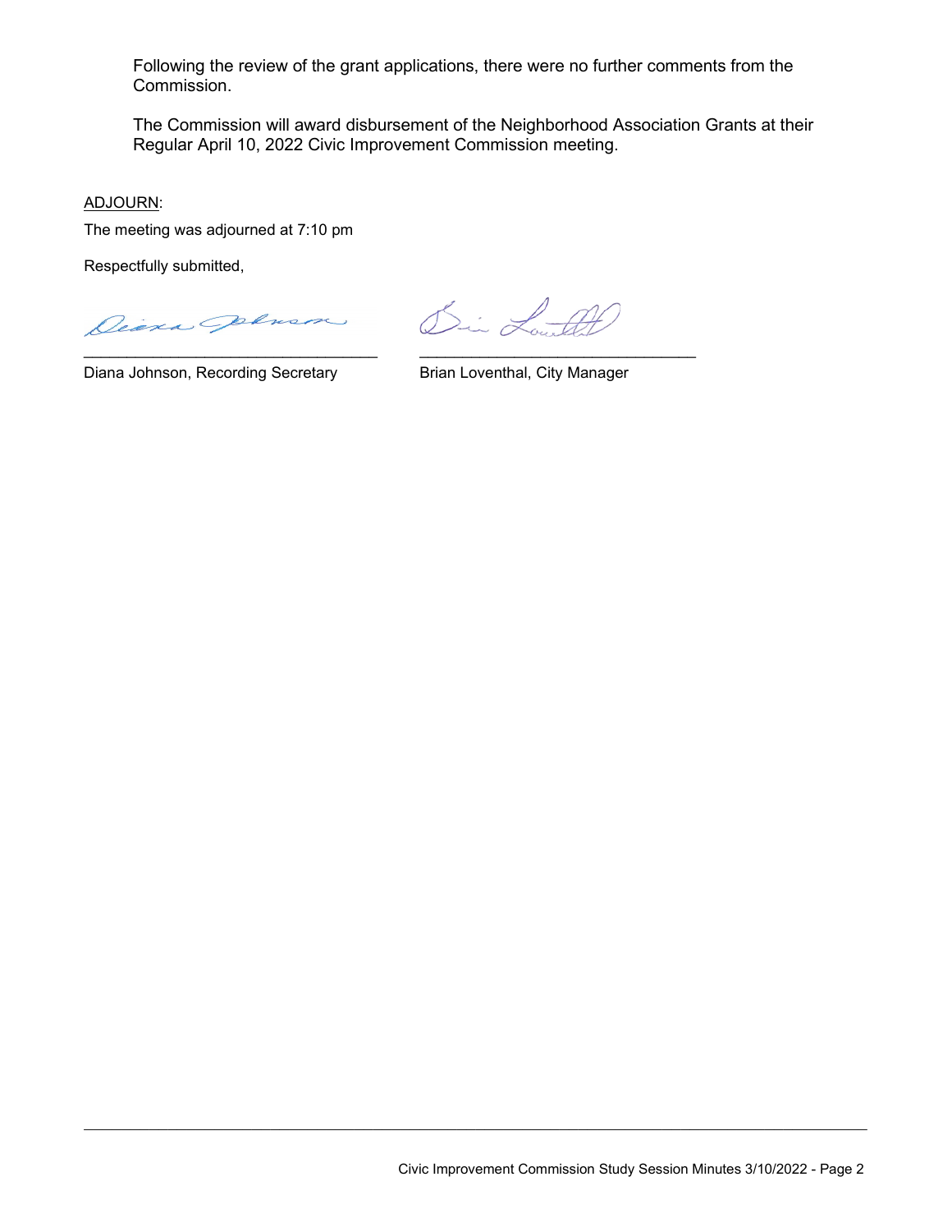Following the review of the grant applications, there were no further comments from the Commission.

The Commission will award disbursement of the Neighborhood Association Grants at their Regular April 10, 2022 Civic Improvement Commission meeting.

ADJOURN:

The meeting was adjourned at 7:10 pm

Respectfully submitted,

| | |
|---|---|
| Diana Johnson, Recording Secretary | Brian Loventhal, City Manager |